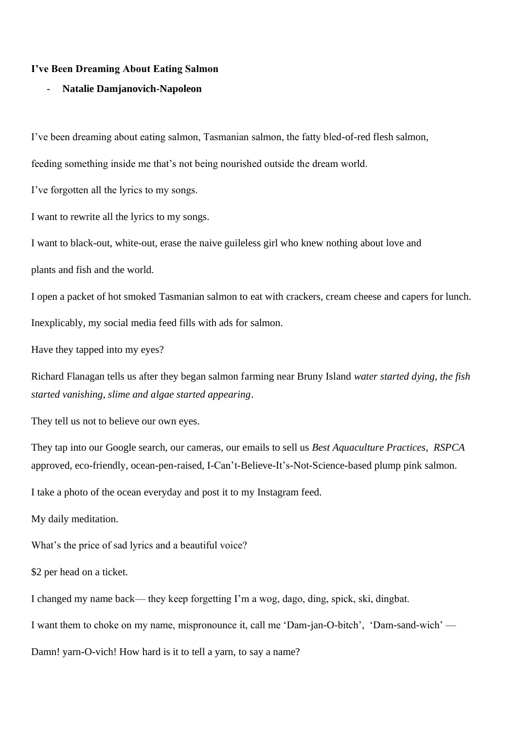**I've Been Dreaming About Eating Salmon**

- **Natalie Damjanovich-Napoleon**

I've been dreaming about eating salmon, Tasmanian salmon, the fatty bled-of-red flesh salmon,

feeding something inside me that's not being nourished outside the dream world.

I've forgotten all the lyrics to my songs.

I want to rewrite all the lyrics to my songs.

I want to black-out, white-out, erase the naive guileless girl who knew nothing about love and

plants and fish and the world.

I open a packet of hot smoked Tasmanian salmon to eat with crackers, cream cheese and capers for lunch.

Inexplicably, my social media feed fills with ads for salmon.

Have they tapped into my eyes?

Richard Flanagan tells us after they began salmon farming near Bruny Island *water started dying, the fish started vanishing, slime and algae started appearing*.

They tell us not to believe our own eyes.

They tap into our Google search, our cameras, our emails to sell us *Best Aquaculture Practices*, *RSPCA* approved, eco-friendly, ocean-pen-raised, I-Can't-Believe-It's-Not-Science-based plump pink salmon.

I take a photo of the ocean everyday and post it to my Instagram feed.

My daily meditation.

What's the price of sad lyrics and a beautiful voice?

$2 per head on a ticket.

I changed my name back— they keep forgetting I'm a wog, dago, ding, spick, ski, dingbat.

I want them to choke on my name, mispronounce it, call me 'Dam-jan-O-bitch', 'Dam-sand-wich' —

Damn! yarn-O-vich! How hard is it to tell a yarn, to say a name?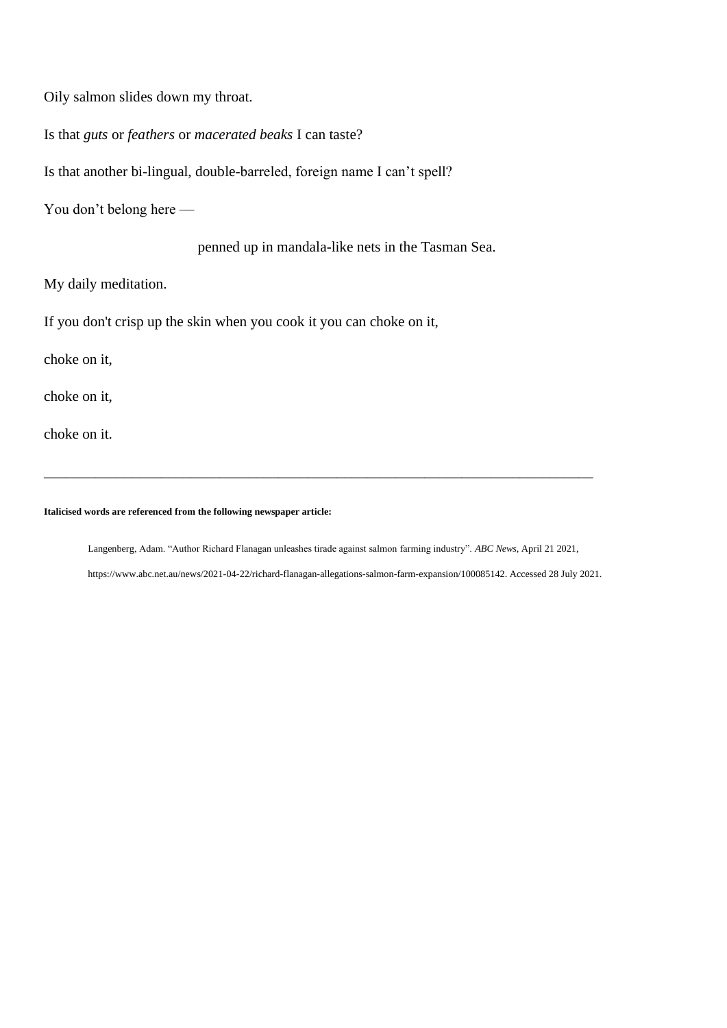Oily salmon slides down my throat.

Is that *guts* or *feathers* or *macerated beaks* I can taste?

Is that another bi-lingual, double-barreled, foreign name I can't spell?

You don't belong here —

penned up in mandala-like nets in the Tasman Sea.

My daily meditation.

If you don't crisp up the skin when you cook it you can choke on it,

choke on it,

choke on it,

choke on it.

---

**Italicised words are referenced from the following newspaper article:**

Langenberg, Adam. "Author Richard Flanagan unleashes tirade against salmon farming industry". *ABC News*, April 21 2021, https://www.abc.net.au/news/2021-04-22/richard-flanagan-allegations-salmon-farm-expansion/100085142. Accessed 28 July 2021.